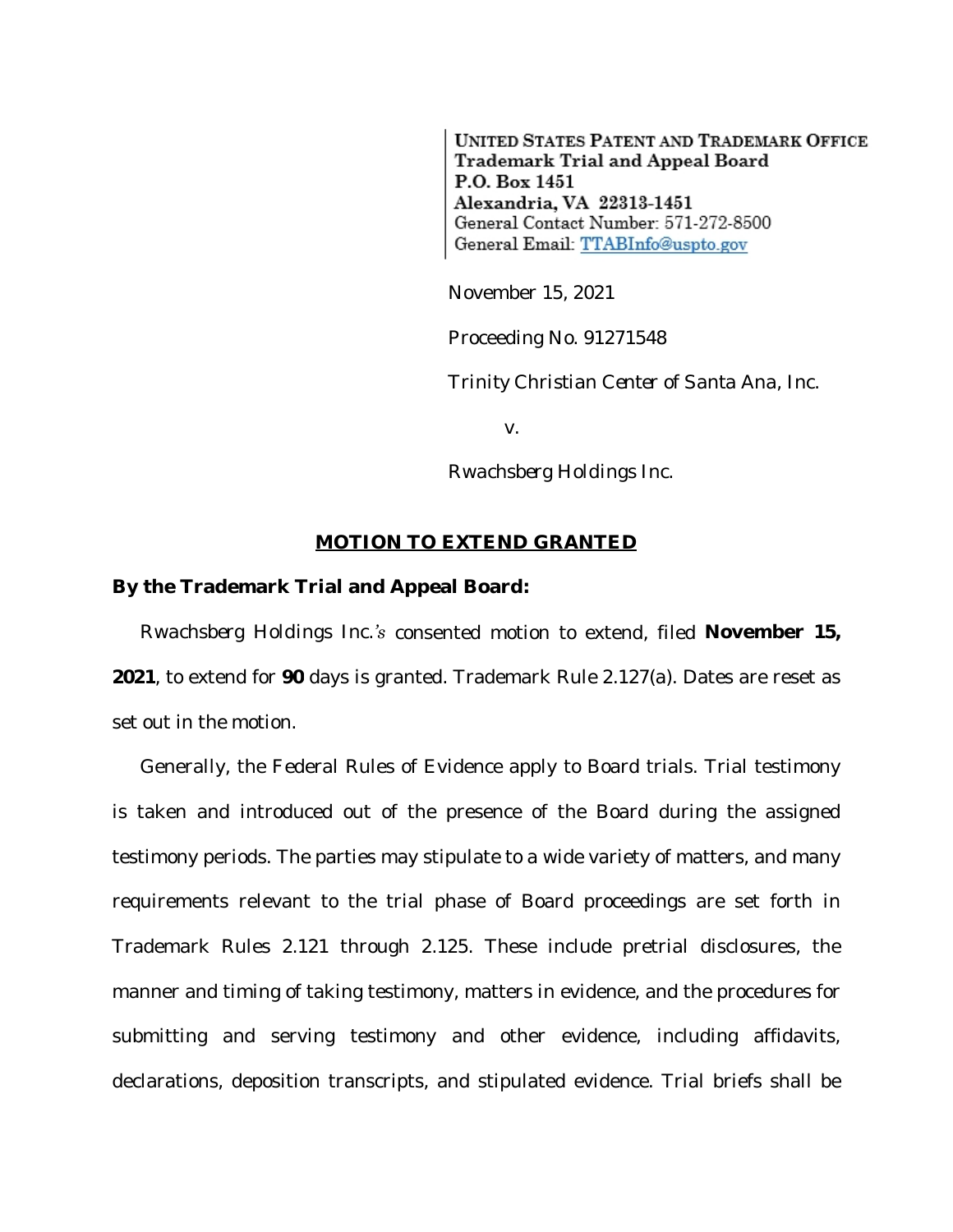UNITED STATES PATENT AND TRADEMARK OFFICE
**Trademark Trial and Appeal Board**
**P.O. Box 1451**
**Alexandria, VA 22313-1451**
General Contact Number: 571-272-8500
General Email: TTABInfo@uspto.gov

November 15, 2021

Proceeding No. 91271548

Trinity Christian Center of Santa Ana, Inc.

v.

Rwachsberg Holdings Inc.

## MOTION TO EXTEND GRANTED

**By the Trademark Trial and Appeal Board:**

Rwachsberg Holdings Inc.'s consented motion to extend, filed **November 15, 2021**, to extend for **90** days is granted. Trademark Rule 2.127(a). Dates are reset as set out in the motion.

Generally, the Federal Rules of Evidence apply to Board trials. Trial testimony is taken and introduced out of the presence of the Board during the assigned testimony periods. The parties may stipulate to a wide variety of matters, and many requirements relevant to the trial phase of Board proceedings are set forth in Trademark Rules 2.121 through 2.125. These include pretrial disclosures, the manner and timing of taking testimony, matters in evidence, and the procedures for submitting and serving testimony and other evidence, including affidavits, declarations, deposition transcripts, and stipulated evidence. Trial briefs shall be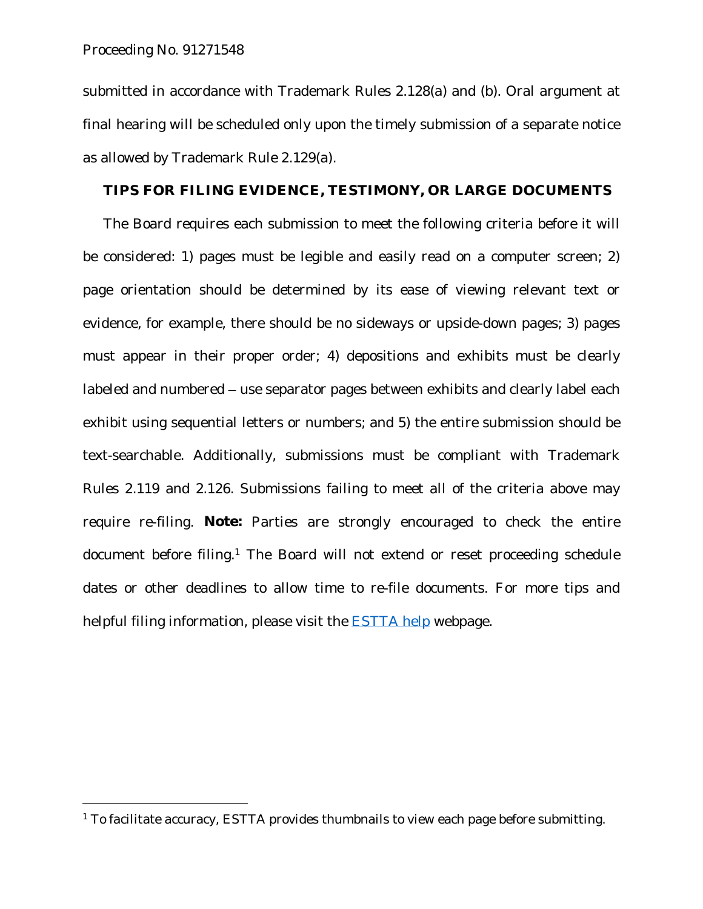submitted in accordance with Trademark Rules 2.128(a) and (b). Oral argument at final hearing will be scheduled only upon the timely submission of a separate notice as allowed by Trademark Rule 2.129(a).

## TIPS FOR FILING EVIDENCE, TESTIMONY, OR LARGE DOCUMENTS

The Board requires each submission to meet the following criteria before it will be considered: 1) pages must be legible and easily read on a computer screen; 2) page orientation should be determined by its ease of viewing relevant text or evidence, for example, there should be no sideways or upside-down pages; 3) pages must appear in their proper order; 4) depositions and exhibits must be clearly labeled and numbered – use separator pages between exhibits and clearly label each exhibit using sequential letters or numbers; and 5) the entire submission should be text-searchable. Additionally, submissions must be compliant with Trademark Rules 2.119 and 2.126. Submissions failing to meet all of the criteria above may require re-filing. **Note:** Parties are strongly encouraged to check the entire document before filing.[1] The Board will not extend or reset proceeding schedule dates or other deadlines to allow time to re-file documents. For more tips and helpful filing information, please visit the ESTTA help webpage.

---

[1] To facilitate accuracy, ESTTA provides thumbnails to view each page before submitting.